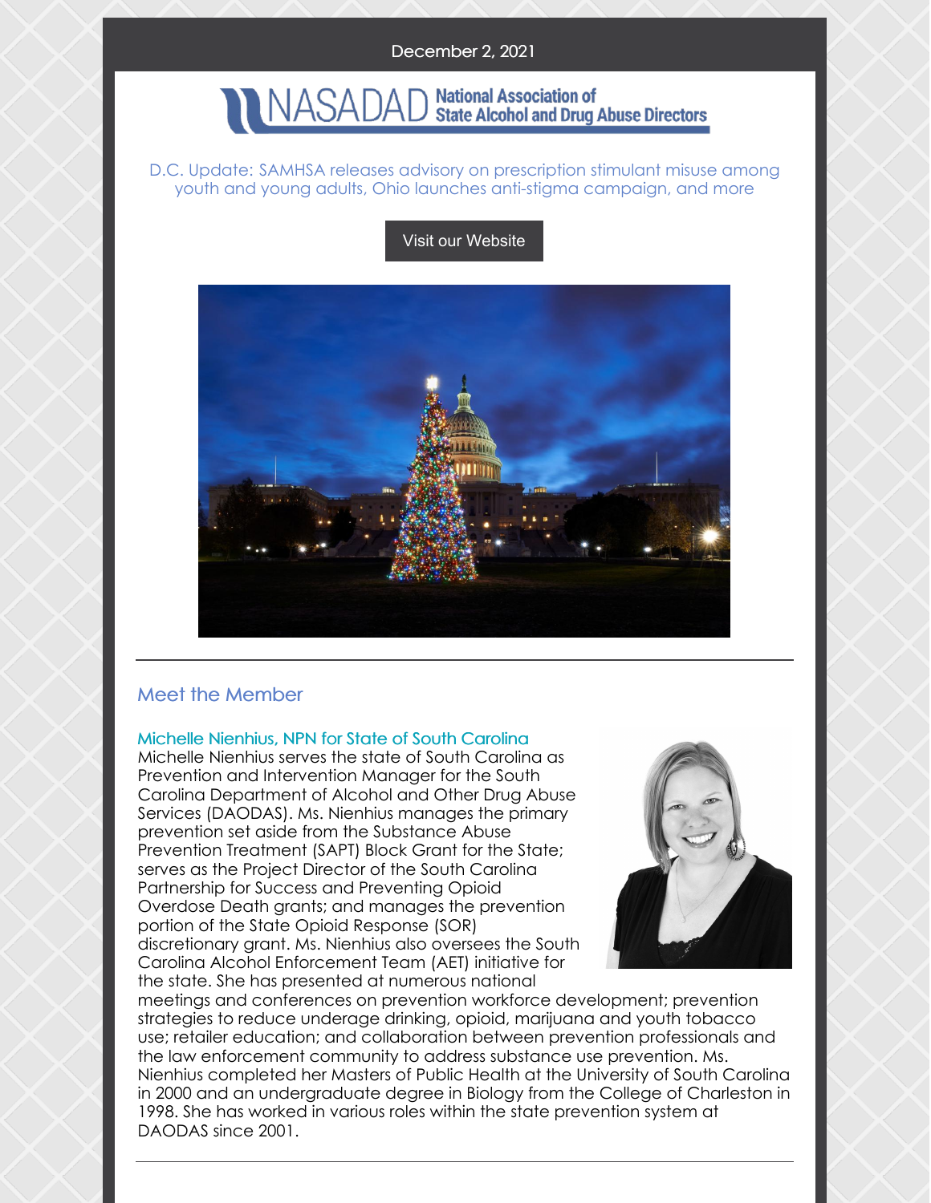December 2, 2021

NASADAD National Association of State Alcohol and Drug Abuse Directors

D.C. Update: SAMHSA releases advisory on prescription stimulant misuse among youth and young adults, Ohio launches anti-stigma campaign, and more

Visit our Website

## Meet the Member

### Michelle Nienhius, NPN for State of South Carolina

Michelle Nienhius serves the state of South Carolina as Prevention and Intervention Manager for the South Carolina Department of Alcohol and Other Drug Abuse Services (DAODAS). Ms. Nienhius manages the primary prevention set aside from the Substance Abuse Prevention Treatment (SAPT) Block Grant for the State; serves as the Project Director of the South Carolina Partnership for Success and Preventing Opioid Overdose Death grants; and manages the prevention portion of the State Opioid Response (SOR) discretionary grant. Ms. Nienhius also oversees the South Carolina Alcohol Enforcement Team (AET) initiative for the state. She has presented at numerous national meetings and conferences on prevention workforce development; prevention strategies to reduce underage drinking, opioid, marijuana and youth tobacco use; retailer education; and collaboration between prevention professionals and the law enforcement community to address substance use prevention. Ms. Nienhius completed her Masters of Public Health at the University of South Carolina in 2000 and an undergraduate degree in Biology from the College of Charleston in 1998. She has worked in various roles within the state prevention system at DAODAS since 2001.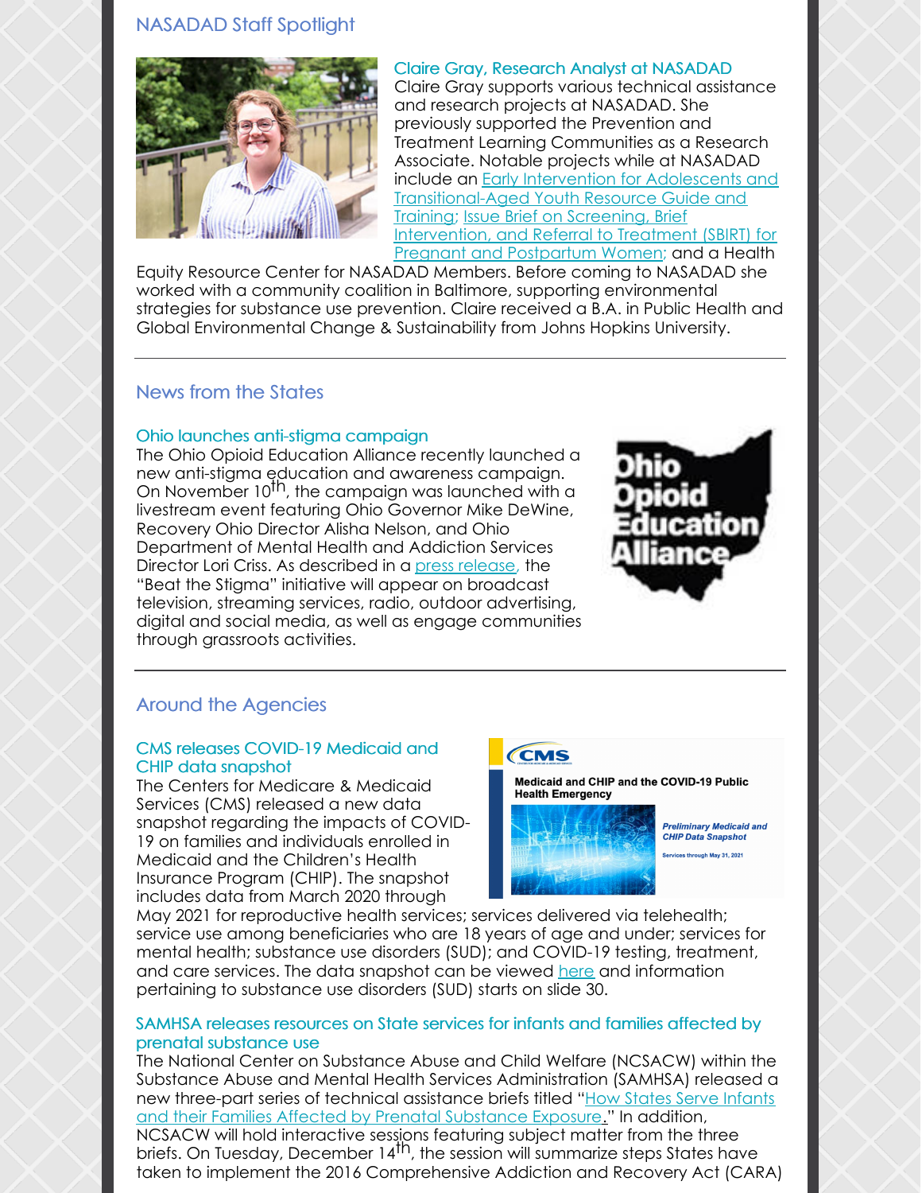## NASADAD Staff Spotlight

### Claire Gray, Research Analyst at NASADAD

Claire Gray supports various technical assistance and research projects at NASADAD. She previously supported the Prevention and Treatment Learning Communities as a Research Associate. Notable projects while at NASADAD include an Early Intervention for Adolescents and Transitional-Aged Youth Resource Guide and Training; Issue Brief on Screening, Brief Intervention, and Referral to Treatment (SBIRT) for Pregnant and Postpartum Women; and a Health Equity Resource Center for NASADAD Members. Before coming to NASADAD she worked with a community coalition in Baltimore, supporting environmental strategies for substance use prevention. Claire received a B.A. in Public Health and Global Environmental Change & Sustainability from Johns Hopkins University.

---

## News from the States

### Ohio launches anti-stigma campaign

The Ohio Opioid Education Alliance recently launched a new anti-stigma education and awareness campaign. On November 10th, the campaign was launched with a livestream event featuring Ohio Governor Mike DeWine, Recovery Ohio Director Alisha Nelson, and Ohio Department of Mental Health and Addiction Services Director Lori Criss. As described in a press release, the "Beat the Stigma" initiative will appear on broadcast television, streaming services, radio, outdoor advertising, digital and social media, as well as engage communities through grassroots activities.

---

## Around the Agencies

### CMS releases COVID-19 Medicaid and CHIP data snapshot

The Centers for Medicare & Medicaid Services (CMS) released a new data snapshot regarding the impacts of COVID-19 on families and individuals enrolled in Medicaid and the Children's Health Insurance Program (CHIP). The snapshot includes data from March 2020 through May 2021 for reproductive health services; services delivered via telehealth; service use among beneficiaries who are 18 years of age and under; services for mental health; substance use disorders (SUD); and COVID-19 testing, treatment, and care services. The data snapshot can be viewed here and information pertaining to substance use disorders (SUD) starts on slide 30.

### SAMHSA releases resources on State services for infants and families affected by prenatal substance use

The National Center on Substance Abuse and Child Welfare (NCSACW) within the Substance Abuse and Mental Health Services Administration (SAMHSA) released a new three-part series of technical assistance briefs titled "How States Serve Infants and their Families Affected by Prenatal Substance Exposure." In addition, NCSACW will hold interactive sessions featuring subject matter from the three briefs. On Tuesday, December 14th, the session will summarize steps States have taken to implement the 2016 Comprehensive Addiction and Recovery Act (CARA)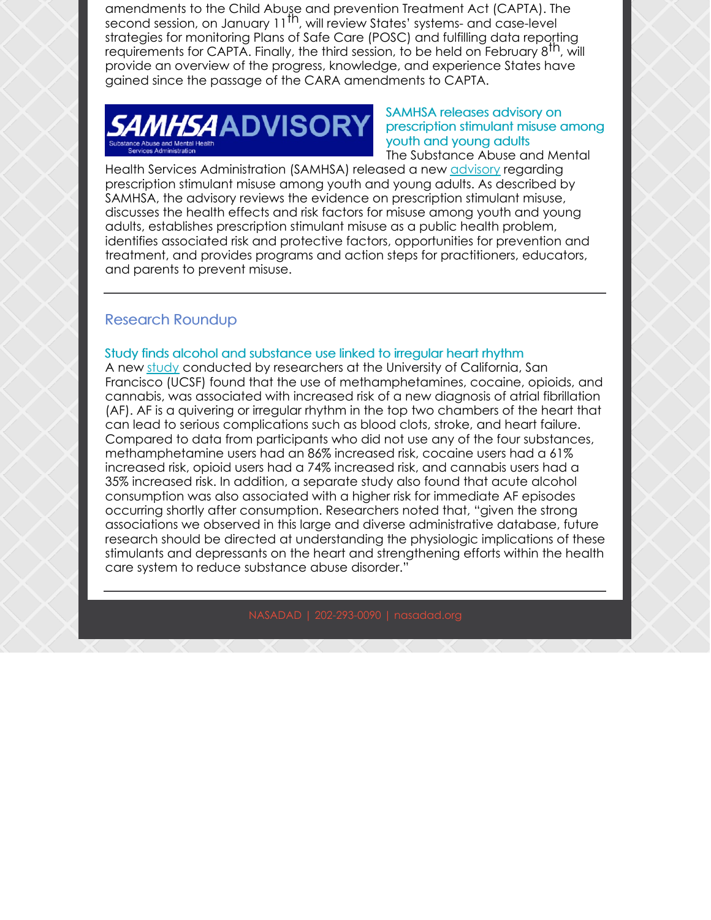amendments to the Child Abuse and prevention Treatment Act (CAPTA). The second session, on January 11th, will review States' systems- and case-level strategies for monitoring Plans of Safe Care (POSC) and fulfilling data reporting requirements for CAPTA. Finally, the third session, to be held on February 8th, will provide an overview of the progress, knowledge, and experience States have gained since the passage of the CARA amendments to CAPTA.

### SAMHSA releases advisory on prescription stimulant misuse among youth and young adults

The Substance Abuse and Mental Health Services Administration (SAMHSA) released a new advisory regarding prescription stimulant misuse among youth and young adults. As described by SAMHSA, the advisory reviews the evidence on prescription stimulant misuse, discusses the health effects and risk factors for misuse among youth and young adults, establishes prescription stimulant misuse as a public health problem, identifies associated risk and protective factors, opportunities for prevention and treatment, and provides programs and action steps for practitioners, educators, and parents to prevent misuse.

---

## Research Roundup

### Study finds alcohol and substance use linked to irregular heart rhythm

A new study conducted by researchers at the University of California, San Francisco (UCSF) found that the use of methamphetamines, cocaine, opioids, and cannabis, was associated with increased risk of a new diagnosis of atrial fibrillation (AF). AF is a quivering or irregular rhythm in the top two chambers of the heart that can lead to serious complications such as blood clots, stroke, and heart failure. Compared to data from participants who did not use any of the four substances, methamphetamine users had an 86% increased risk, cocaine users had a 61% increased risk, opioid users had a 74% increased risk, and cannabis users had a 35% increased risk. In addition, a separate study also found that acute alcohol consumption was also associated with a higher risk for immediate AF episodes occurring shortly after consumption. Researchers noted that, "given the strong associations we observed in this large and diverse administrative database, future research should be directed at understanding the physiologic implications of these stimulants and depressants on the heart and strengthening efforts within the health care system to reduce substance abuse disorder."

---

NASADAD | 202-293-0090 | nasadad.org